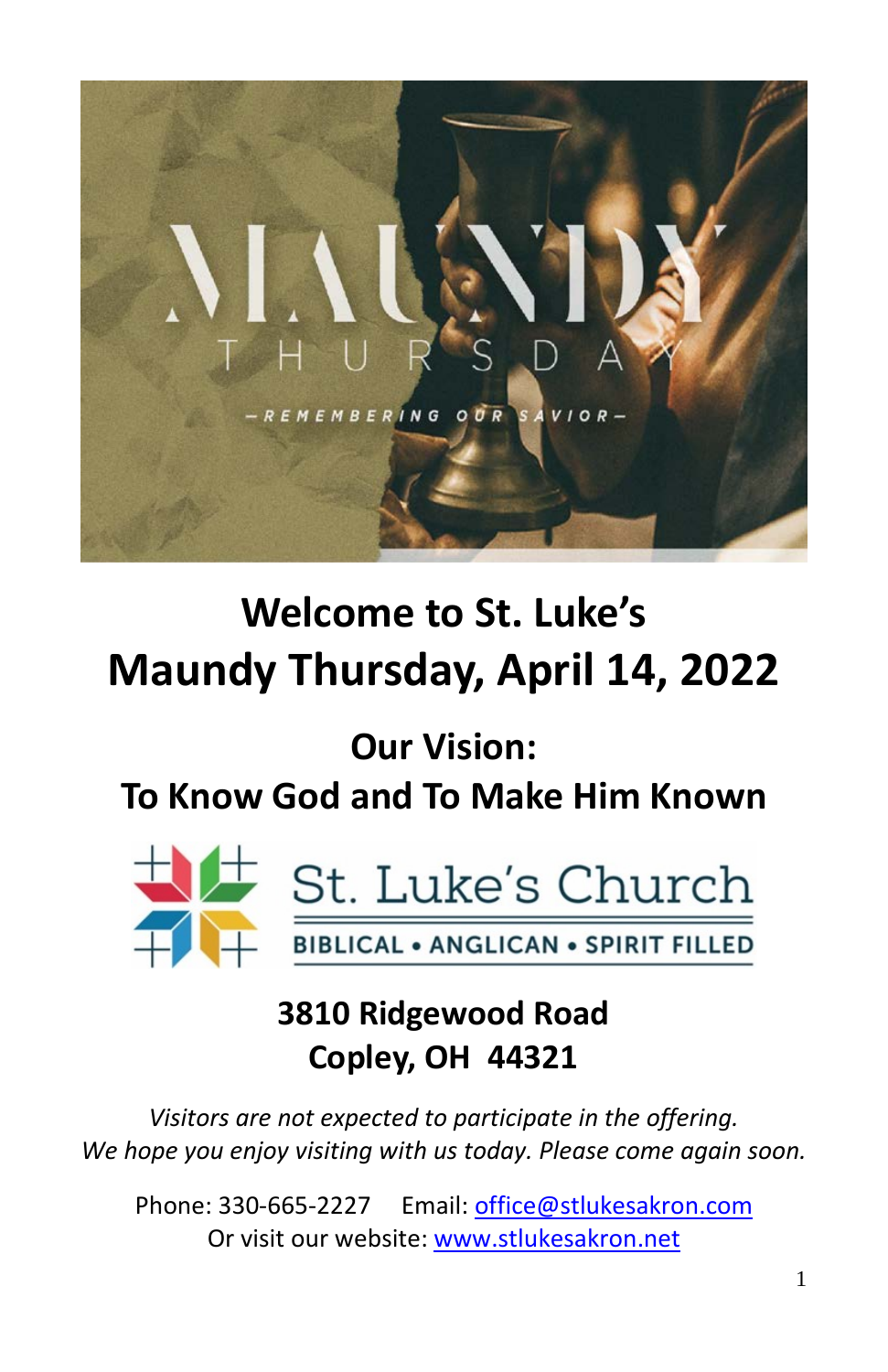MAUNDY THURSDAY

—REMEMBERING OUR SAVIOR—

# Welcome to St. Luke's
# Maundy Thursday, April 14, 2022

## Our Vision:
## To Know God and To Make Him Known

St. Luke's Church

BIBLICAL • ANGLICAN • SPIRIT FILLED

**3810 Ridgewood Road**
**Copley, OH 44321**

*Visitors are not expected to participate in the offering.*
*We hope you enjoy visiting with us today. Please come again soon.*

Phone: 330-665-2227 Email: office@stlukesakron.com
Or visit our website: www.stlukesakron.net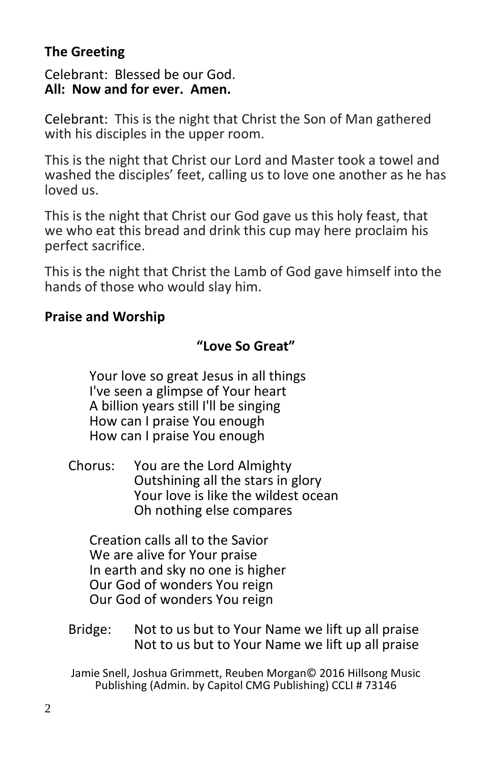**The Greeting**

Celebrant: Blessed be our God.
**All: Now and for ever. Amen.**

Celebrant: This is the night that Christ the Son of Man gathered with his disciples in the upper room.

This is the night that Christ our Lord and Master took a towel and washed the disciples' feet, calling us to love one another as he has loved us.

This is the night that Christ our God gave us this holy feast, that we who eat this bread and drink this cup may here proclaim his perfect sacrifice.

This is the night that Christ the Lamb of God gave himself into the hands of those who would slay him.

**Praise and Worship**

**"Love So Great"**

Your love so great Jesus in all things
I've seen a glimpse of Your heart
A billion years still I'll be singing
How can I praise You enough
How can I praise You enough

Chorus: You are the Lord Almighty
Outshining all the stars in glory
Your love is like the wildest ocean
Oh nothing else compares

Creation calls all to the Savior
We are alive for Your praise
In earth and sky no one is higher
Our God of wonders You reign
Our God of wonders You reign

Bridge: Not to us but to Your Name we lift up all praise
Not to us but to Your Name we lift up all praise

Jamie Snell, Joshua Grimmett, Reuben Morgan© 2016 Hillsong Music Publishing (Admin. by Capitol CMG Publishing) CCLI # 73146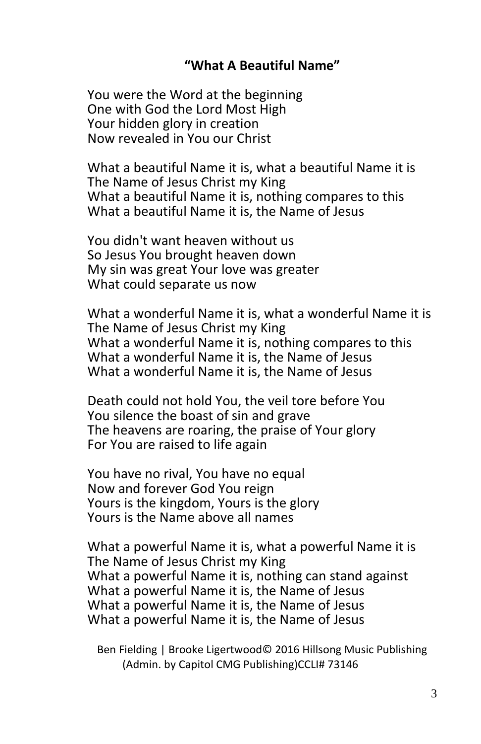**"What A Beautiful Name"**

You were the Word at the beginning  
One with God the Lord Most High  
Your hidden glory in creation  
Now revealed in You our Christ

What a beautiful Name it is, what a beautiful Name it is  
The Name of Jesus Christ my King  
What a beautiful Name it is, nothing compares to this  
What a beautiful Name it is, the Name of Jesus

You didn't want heaven without us  
So Jesus You brought heaven down  
My sin was great Your love was greater  
What could separate us now

What a wonderful Name it is, what a wonderful Name it is  
The Name of Jesus Christ my King  
What a wonderful Name it is, nothing compares to this  
What a wonderful Name it is, the Name of Jesus  
What a wonderful Name it is, the Name of Jesus

Death could not hold You, the veil tore before You  
You silence the boast of sin and grave  
The heavens are roaring, the praise of Your glory  
For You are raised to life again

You have no rival, You have no equal  
Now and forever God You reign  
Yours is the kingdom, Yours is the glory  
Yours is the Name above all names

What a powerful Name it is, what a powerful Name it is  
The Name of Jesus Christ my King  
What a powerful Name it is, nothing can stand against  
What a powerful Name it is, the Name of Jesus  
What a powerful Name it is, the Name of Jesus  
What a powerful Name it is, the Name of Jesus

Ben Fielding | Brooke Ligertwood© 2016 Hillsong Music Publishing (Admin. by Capitol CMG Publishing)CCLI# 73146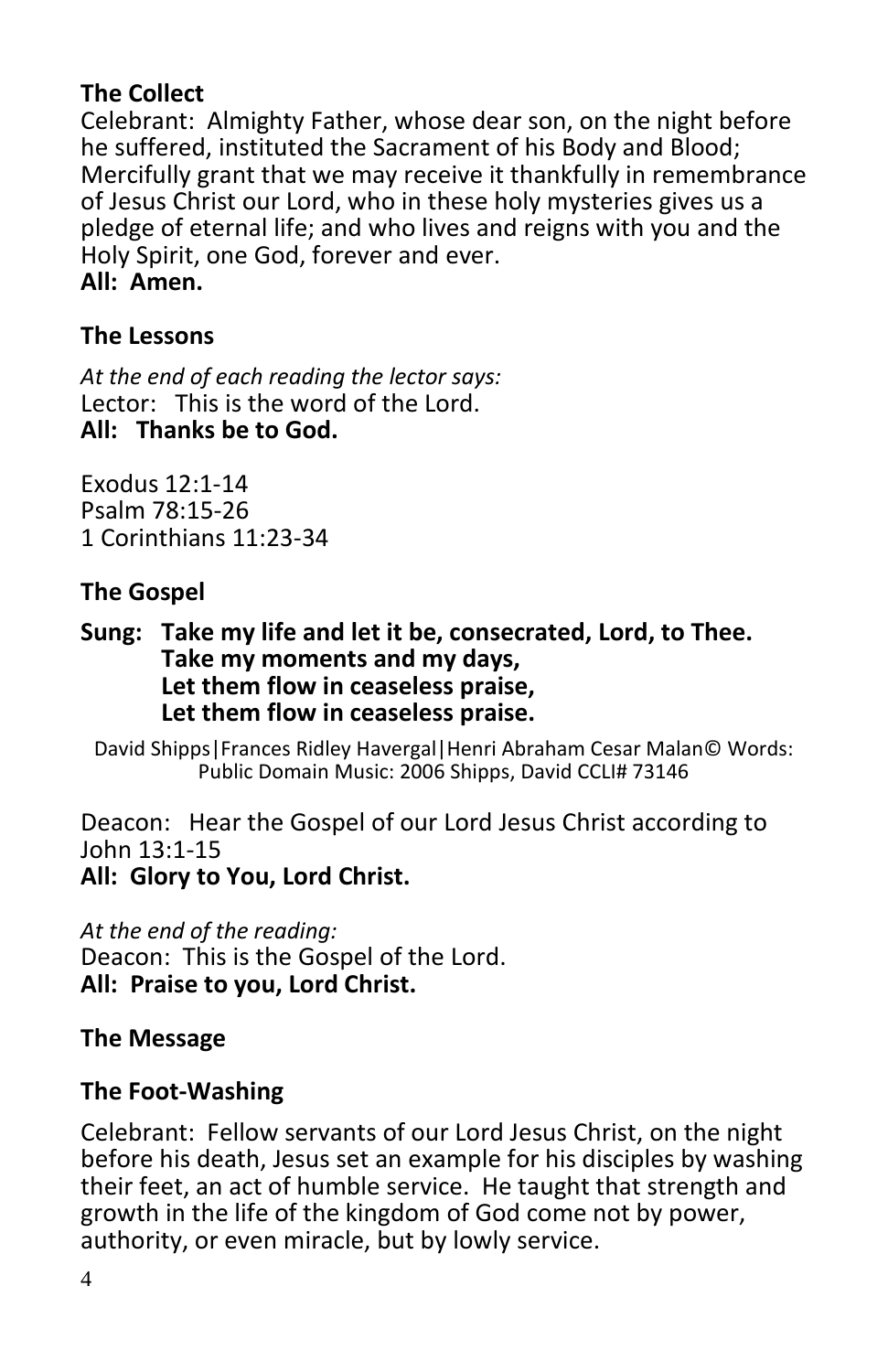**The Collect**

Celebrant: Almighty Father, whose dear son, on the night before he suffered, instituted the Sacrament of his Body and Blood; Mercifully grant that we may receive it thankfully in remembrance of Jesus Christ our Lord, who in these holy mysteries gives us a pledge of eternal life; and who lives and reigns with you and the Holy Spirit, one God, forever and ever.
**All: Amen.**

**The Lessons**

*At the end of each reading the lector says:*
Lector: This is the word of the Lord.
**All: Thanks be to God.**

Exodus 12:1-14
Psalm 78:15-26
1 Corinthians 11:23-34

**The Gospel**

**Sung: Take my life and let it be, consecrated, Lord, to Thee.
Take my moments and my days,
Let them flow in ceaseless praise,
Let them flow in ceaseless praise.**

David Shipps|Frances Ridley Havergal|Henri Abraham Cesar Malan© Words: Public Domain Music: 2006 Shipps, David CCLI# 73146

Deacon: Hear the Gospel of our Lord Jesus Christ according to John 13:1-15
**All: Glory to You, Lord Christ.**

*At the end of the reading:*
Deacon: This is the Gospel of the Lord.
**All: Praise to you, Lord Christ.**

**The Message**

**The Foot-Washing**

Celebrant: Fellow servants of our Lord Jesus Christ, on the night before his death, Jesus set an example for his disciples by washing their feet, an act of humble service. He taught that strength and growth in the life of the kingdom of God come not by power, authority, or even miracle, but by lowly service.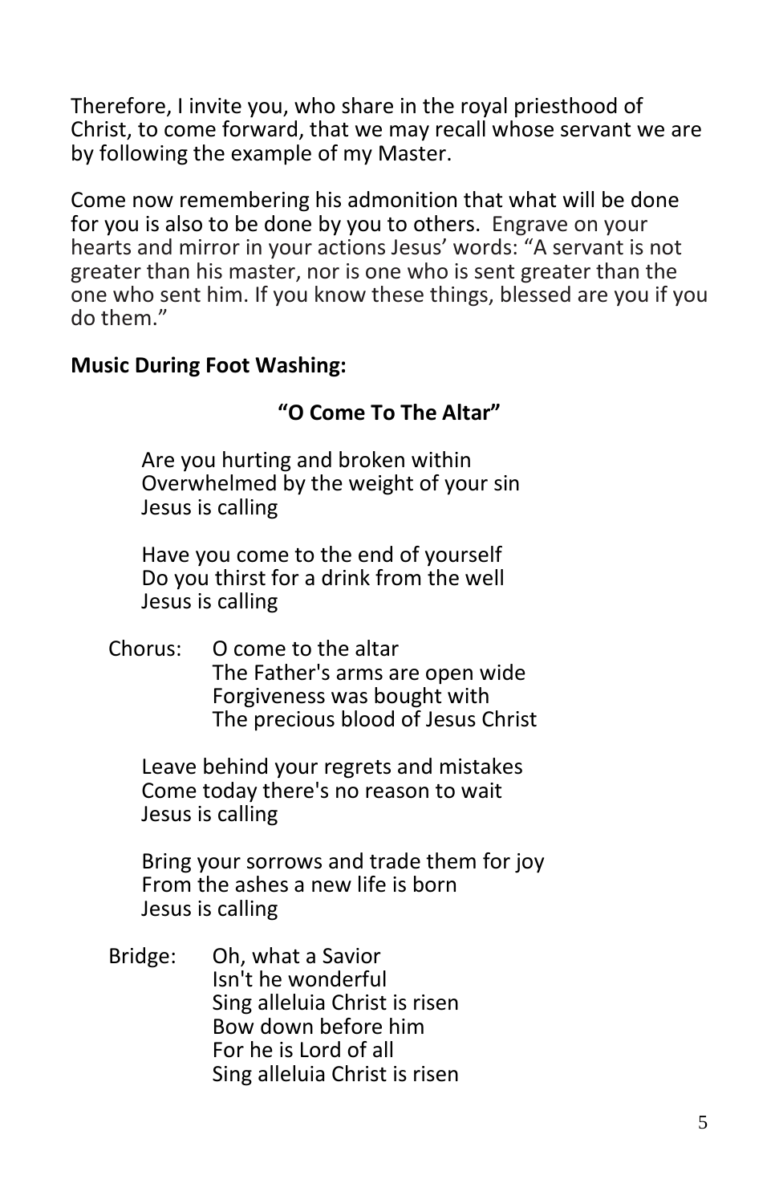Therefore, I invite you, who share in the royal priesthood of Christ, to come forward, that we may recall whose servant we are by following the example of my Master.

Come now remembering his admonition that what will be done for you is also to be done by you to others. Engrave on your hearts and mirror in your actions Jesus' words: "A servant is not greater than his master, nor is one who is sent greater than the one who sent him. If you know these things, blessed are you if you do them."

**Music During Foot Washing:**

**"O Come To The Altar"**

Are you hurting and broken within
Overwhelmed by the weight of your sin
Jesus is calling

Have you come to the end of yourself
Do you thirst for a drink from the well
Jesus is calling

Chorus: O come to the altar
The Father's arms are open wide
Forgiveness was bought with
The precious blood of Jesus Christ

Leave behind your regrets and mistakes
Come today there's no reason to wait
Jesus is calling

Bring your sorrows and trade them for joy
From the ashes a new life is born
Jesus is calling

Bridge: Oh, what a Savior
Isn't he wonderful
Sing alleluia Christ is risen
Bow down before him
For he is Lord of all
Sing alleluia Christ is risen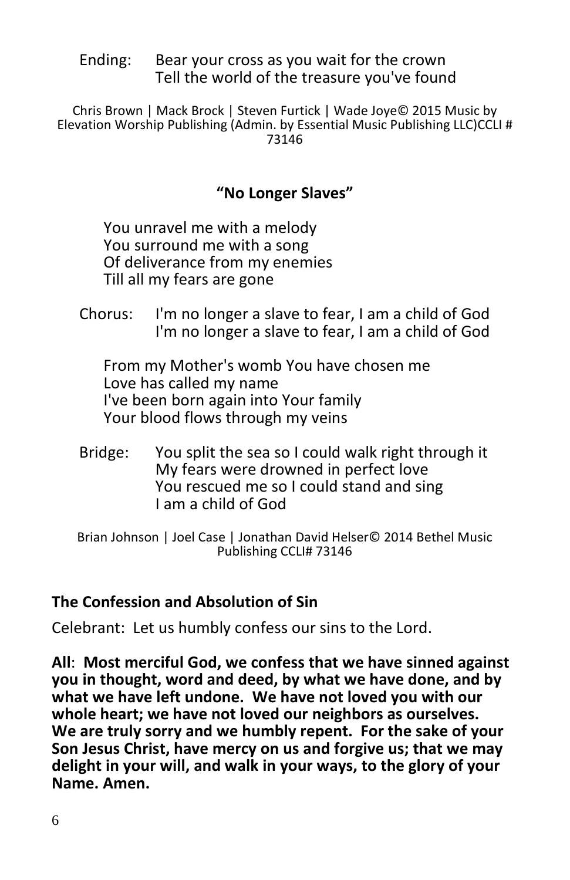Ending: Bear your cross as you wait for the crown
Tell the world of the treasure you've found

Chris Brown | Mack Brock | Steven Furtick | Wade Joye© 2015 Music by Elevation Worship Publishing (Admin. by Essential Music Publishing LLC)CCLI # 73146

**“No Longer Slaves”**

You unravel me with a melody
You surround me with a song
Of deliverance from my enemies
Till all my fears are gone

Chorus: I'm no longer a slave to fear, I am a child of God
I'm no longer a slave to fear, I am a child of God

From my Mother's womb You have chosen me
Love has called my name
I've been born again into Your family
Your blood flows through my veins

Bridge: You split the sea so I could walk right through it
My fears were drowned in perfect love
You rescued me so I could stand and sing
I am a child of God

Brian Johnson | Joel Case | Jonathan David Helser© 2014 Bethel Music Publishing CCLI# 73146

**The Confession and Absolution of Sin**

Celebrant: Let us humbly confess our sins to the Lord.

**All**: **Most merciful God, we confess that we have sinned against you in thought, word and deed, by what we have done, and by what we have left undone. We have not loved you with our whole heart; we have not loved our neighbors as ourselves. We are truly sorry and we humbly repent. For the sake of your Son Jesus Christ, have mercy on us and forgive us; that we may delight in your will, and walk in your ways, to the glory of your Name. Amen.**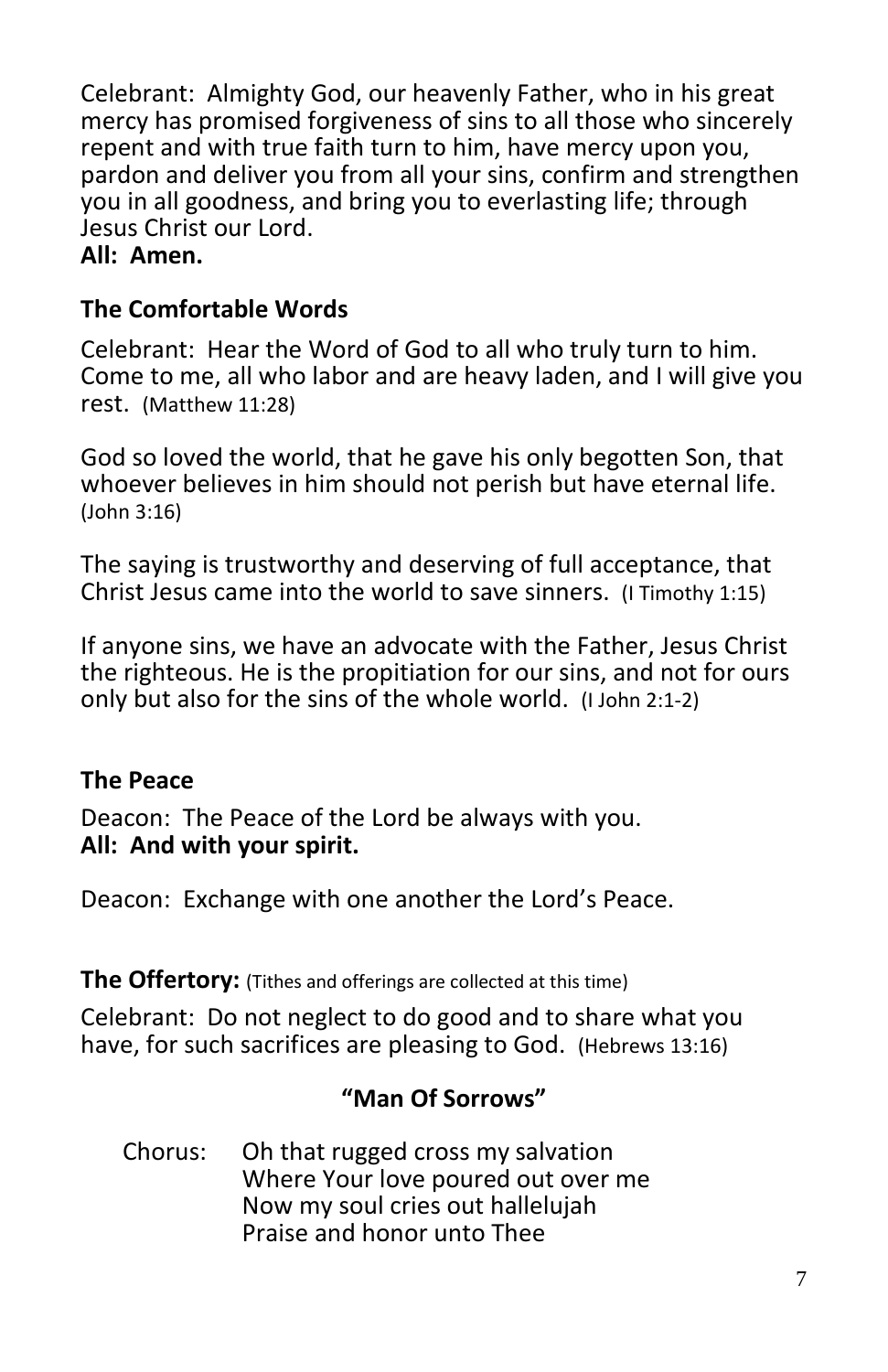Celebrant: Almighty God, our heavenly Father, who in his great mercy has promised forgiveness of sins to all those who sincerely repent and with true faith turn to him, have mercy upon you, pardon and deliver you from all your sins, confirm and strengthen you in all goodness, and bring you to everlasting life; through Jesus Christ our Lord.
**All: Amen.**

### The Comfortable Words

Celebrant: Hear the Word of God to all who truly turn to him. Come to me, all who labor and are heavy laden, and I will give you rest. (Matthew 11:28)

God so loved the world, that he gave his only begotten Son, that whoever believes in him should not perish but have eternal life. (John 3:16)

The saying is trustworthy and deserving of full acceptance, that Christ Jesus came into the world to save sinners. (I Timothy 1:15)

If anyone sins, we have an advocate with the Father, Jesus Christ the righteous. He is the propitiation for our sins, and not for ours only but also for the sins of the whole world. (I John 2:1-2)

### The Peace

Deacon: The Peace of the Lord be always with you.
**All: And with your spirit.**

Deacon: Exchange with one another the Lord's Peace.

**The Offertory:** (Tithes and offerings are collected at this time)

Celebrant: Do not neglect to do good and to share what you have, for such sacrifices are pleasing to God. (Hebrews 13:16)

### "Man Of Sorrows"

Chorus: Oh that rugged cross my salvation
Where Your love poured out over me
Now my soul cries out hallelujah
Praise and honor unto Thee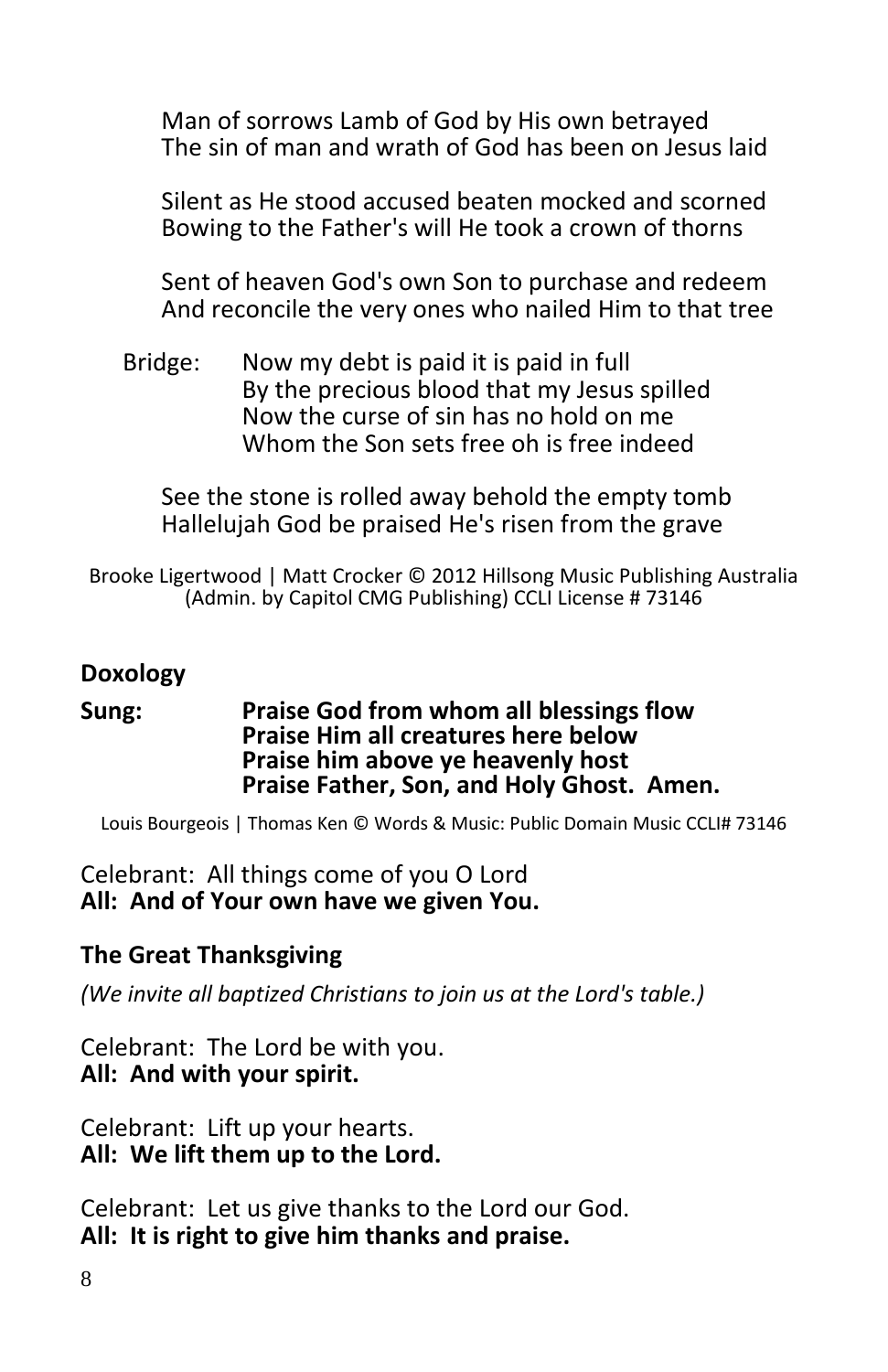Man of sorrows Lamb of God by His own betrayed
The sin of man and wrath of God has been on Jesus laid

Silent as He stood accused beaten mocked and scorned
Bowing to the Father's will He took a crown of thorns

Sent of heaven God's own Son to purchase and redeem
And reconcile the very ones who nailed Him to that tree

Bridge: Now my debt is paid it is paid in full
By the precious blood that my Jesus spilled
Now the curse of sin has no hold on me
Whom the Son sets free oh is free indeed

See the stone is rolled away behold the empty tomb
Hallelujah God be praised He's risen from the grave

Brooke Ligertwood | Matt Crocker © 2012 Hillsong Music Publishing Australia (Admin. by Capitol CMG Publishing) CCLI License # 73146

**Doxology**

**Sung:** **Praise God from whom all blessings flow**
**Praise Him all creatures here below**
**Praise him above ye heavenly host**
**Praise Father, Son, and Holy Ghost. Amen.**

Louis Bourgeois | Thomas Ken © Words & Music: Public Domain Music CCLI# 73146

Celebrant: All things come of you O Lord
**All: And of Your own have we given You.**

**The Great Thanksgiving**

*(We invite all baptized Christians to join us at the Lord's table.)*

Celebrant: The Lord be with you.
**All: And with your spirit.**

Celebrant: Lift up your hearts.
**All: We lift them up to the Lord.**

Celebrant: Let us give thanks to the Lord our God.
**All: It is right to give him thanks and praise.**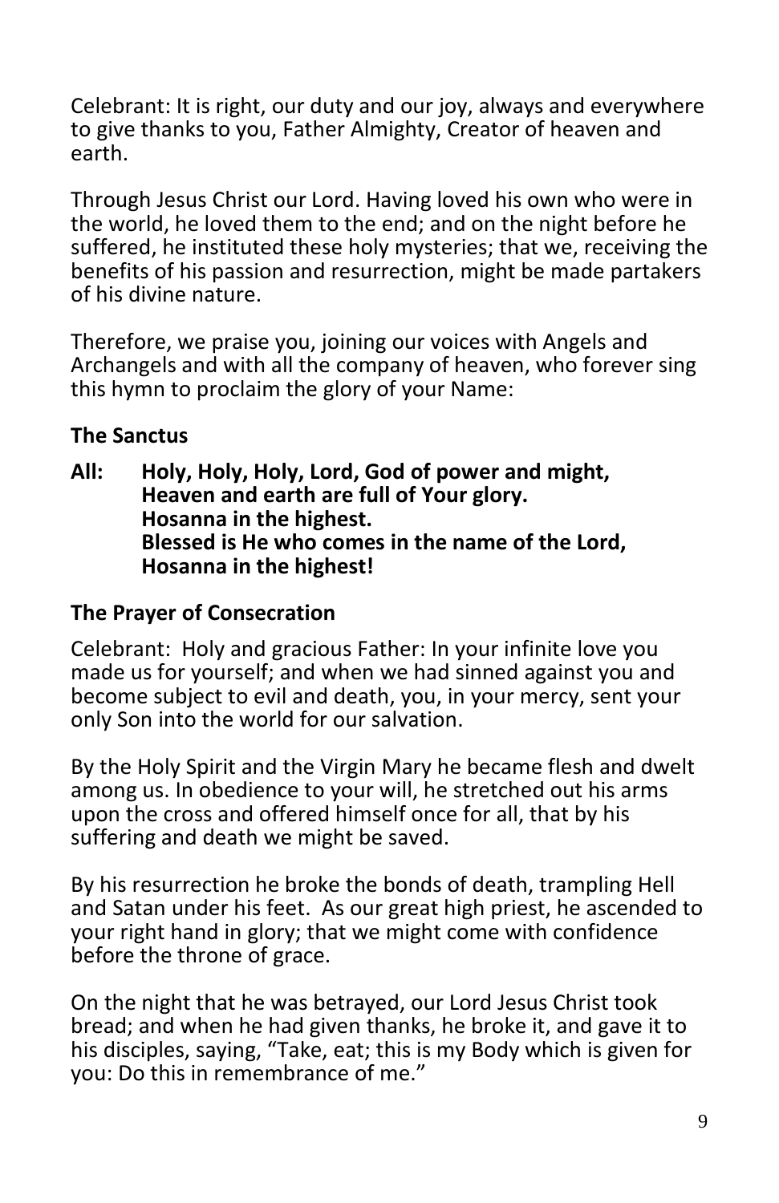Celebrant: It is right, our duty and our joy, always and everywhere to give thanks to you, Father Almighty, Creator of heaven and earth.

Through Jesus Christ our Lord. Having loved his own who were in the world, he loved them to the end; and on the night before he suffered, he instituted these holy mysteries; that we, receiving the benefits of his passion and resurrection, might be made partakers of his divine nature.

Therefore, we praise you, joining our voices with Angels and Archangels and with all the company of heaven, who forever sing this hymn to proclaim the glory of your Name:

**The Sanctus**

**All: Holy, Holy, Holy, Lord, God of power and might,**
**Heaven and earth are full of Your glory.**
**Hosanna in the highest.**
**Blessed is He who comes in the name of the Lord,**
**Hosanna in the highest!**

**The Prayer of Consecration**

Celebrant: Holy and gracious Father: In your infinite love you made us for yourself; and when we had sinned against you and become subject to evil and death, you, in your mercy, sent your only Son into the world for our salvation.

By the Holy Spirit and the Virgin Mary he became flesh and dwelt among us. In obedience to your will, he stretched out his arms upon the cross and offered himself once for all, that by his suffering and death we might be saved.

By his resurrection he broke the bonds of death, trampling Hell and Satan under his feet. As our great high priest, he ascended to your right hand in glory; that we might come with confidence before the throne of grace.

On the night that he was betrayed, our Lord Jesus Christ took bread; and when he had given thanks, he broke it, and gave it to his disciples, saying, "Take, eat; this is my Body which is given for you: Do this in remembrance of me."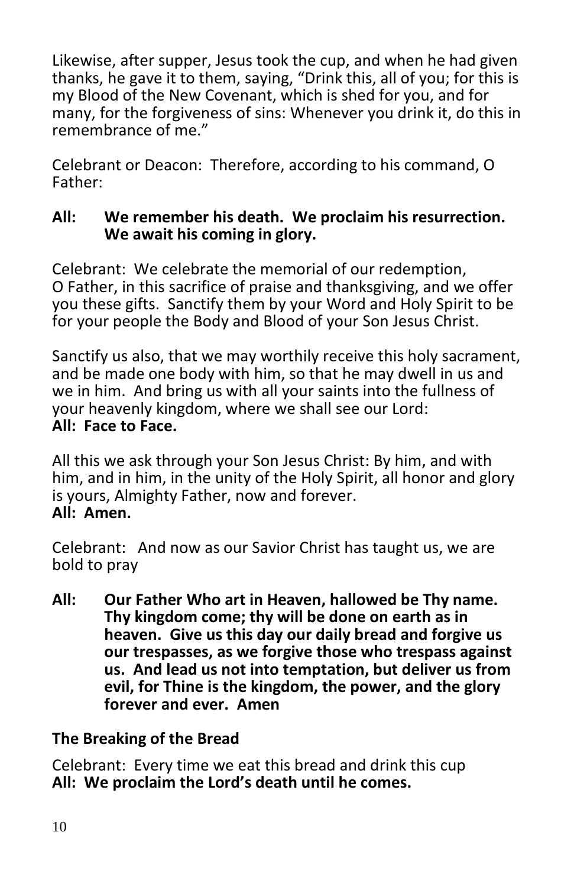Likewise, after supper, Jesus took the cup, and when he had given thanks, he gave it to them, saying, "Drink this, all of you; for this is my Blood of the New Covenant, which is shed for you, and for many, for the forgiveness of sins: Whenever you drink it, do this in remembrance of me."

Celebrant or Deacon: Therefore, according to his command, O Father:

**All: We remember his death. We proclaim his resurrection. We await his coming in glory.**

Celebrant: We celebrate the memorial of our redemption, O Father, in this sacrifice of praise and thanksgiving, and we offer you these gifts. Sanctify them by your Word and Holy Spirit to be for your people the Body and Blood of your Son Jesus Christ.

Sanctify us also, that we may worthily receive this holy sacrament, and be made one body with him, so that he may dwell in us and we in him. And bring us with all your saints into the fullness of your heavenly kingdom, where we shall see our Lord:
**All: Face to Face.**

All this we ask through your Son Jesus Christ: By him, and with him, and in him, in the unity of the Holy Spirit, all honor and glory is yours, Almighty Father, now and forever.
**All: Amen.**

Celebrant: And now as our Savior Christ has taught us, we are bold to pray

**All: Our Father Who art in Heaven, hallowed be Thy name. Thy kingdom come; thy will be done on earth as in heaven. Give us this day our daily bread and forgive us our trespasses, as we forgive those who trespass against us. And lead us not into temptation, but deliver us from evil, for Thine is the kingdom, the power, and the glory forever and ever. Amen**

**The Breaking of the Bread**

Celebrant: Every time we eat this bread and drink this cup
**All: We proclaim the Lord's death until he comes.**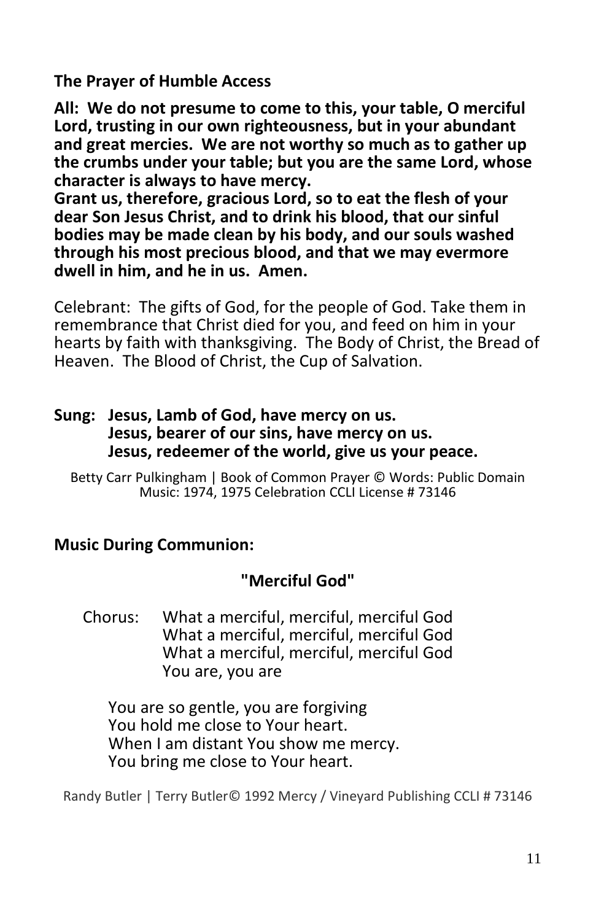**The Prayer of Humble Access**

**All: We do not presume to come to this, your table, O merciful Lord, trusting in our own righteousness, but in your abundant and great mercies. We are not worthy so much as to gather up the crumbs under your table; but you are the same Lord, whose character is always to have mercy.**
**Grant us, therefore, gracious Lord, so to eat the flesh of your dear Son Jesus Christ, and to drink his blood, that our sinful bodies may be made clean by his body, and our souls washed through his most precious blood, and that we may evermore dwell in him, and he in us. Amen.**

Celebrant: The gifts of God, for the people of God. Take them in remembrance that Christ died for you, and feed on him in your hearts by faith with thanksgiving. The Body of Christ, the Bread of Heaven. The Blood of Christ, the Cup of Salvation.

**Sung: Jesus, Lamb of God, have mercy on us.**
**Jesus, bearer of our sins, have mercy on us.**
**Jesus, redeemer of the world, give us your peace.**

Betty Carr Pulkingham | Book of Common Prayer © Words: Public Domain Music: 1974, 1975 Celebration CCLI License # 73146

**Music During Communion:**

**"Merciful God"**

Chorus: What a merciful, merciful, merciful God
What a merciful, merciful, merciful God
What a merciful, merciful, merciful God
You are, you are

You are so gentle, you are forgiving
You hold me close to Your heart.
When I am distant You show me mercy.
You bring me close to Your heart.

Randy Butler | Terry Butler© 1992 Mercy / Vineyard Publishing CCLI # 73146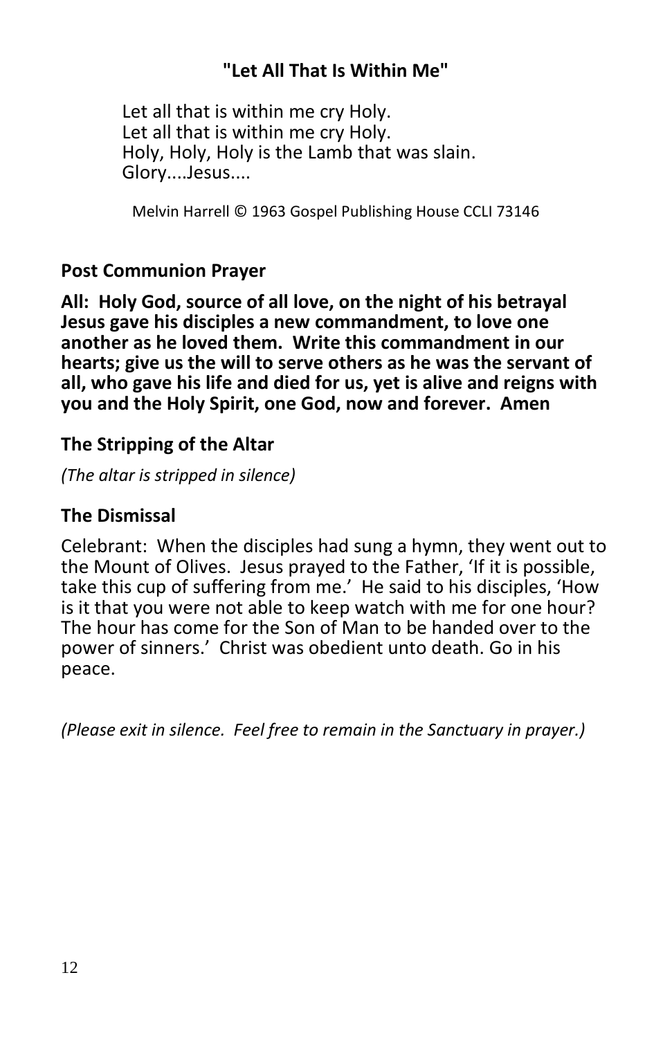### "Let All That Is Within Me"

Let all that is within me cry Holy.
Let all that is within me cry Holy.
Holy, Holy, Holy is the Lamb that was slain.
Glory....Jesus....

Melvin Harrell © 1963 Gospel Publishing House CCLI 73146

### Post Communion Prayer

**All: Holy God, source of all love, on the night of his betrayal Jesus gave his disciples a new commandment, to love one another as he loved them. Write this commandment in our hearts; give us the will to serve others as he was the servant of all, who gave his life and died for us, yet is alive and reigns with you and the Holy Spirit, one God, now and forever. Amen**

### The Stripping of the Altar

*(The altar is stripped in silence)*

### The Dismissal

Celebrant: When the disciples had sung a hymn, they went out to the Mount of Olives. Jesus prayed to the Father, 'If it is possible, take this cup of suffering from me.' He said to his disciples, 'How is it that you were not able to keep watch with me for one hour? The hour has come for the Son of Man to be handed over to the power of sinners.' Christ was obedient unto death. Go in his peace.

*(Please exit in silence. Feel free to remain in the Sanctuary in prayer.)*